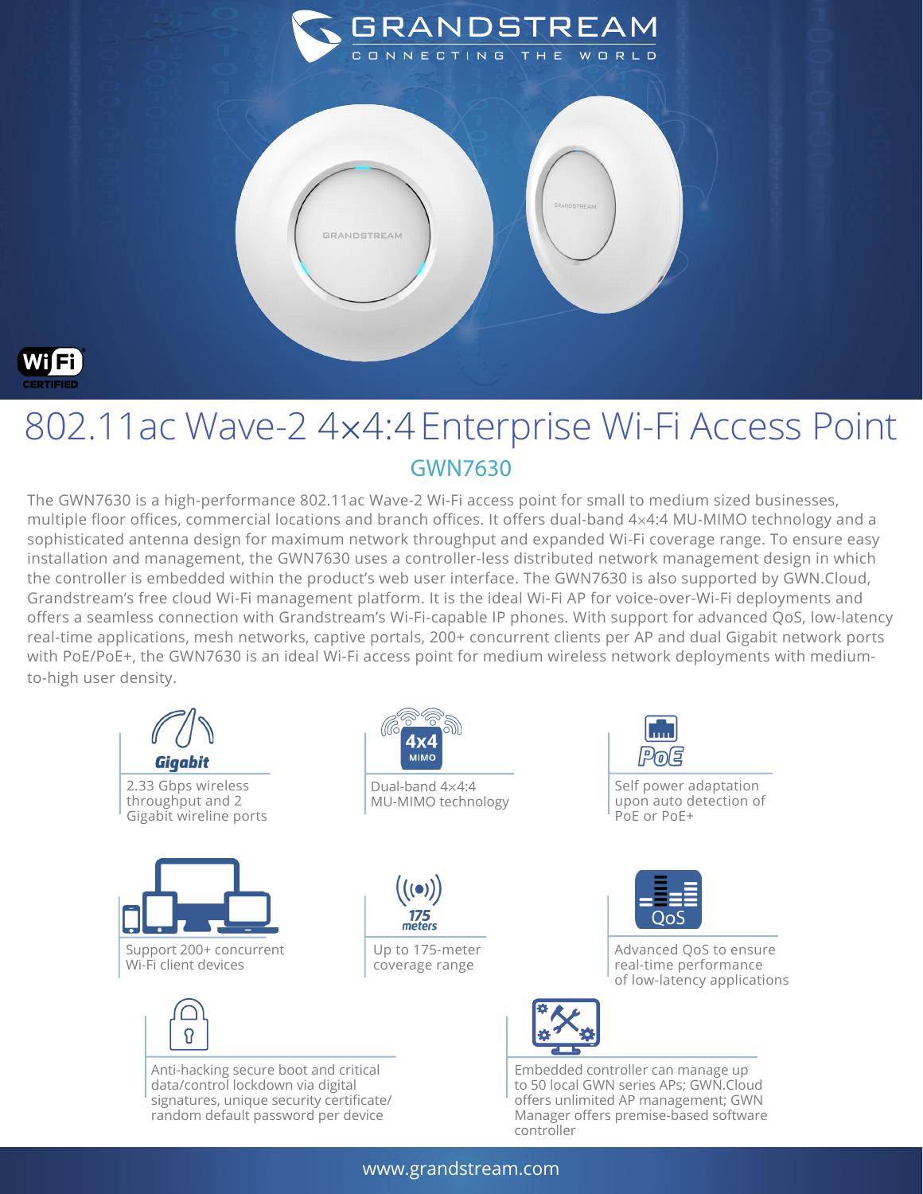GRANDSTREAM
CONNECTING THE WORLD

# 802.11ac Wave-2 4×4:4 Enterprise Wi-Fi Access Point

## GWN7630

The GWN7630 is a high-performance 802.11ac Wave-2 Wi-Fi access point for small to medium sized businesses, multiple floor offices, commercial locations and branch offices. It offers dual-band 4×4:4 MU-MIMO technology and a sophisticated antenna design for maximum network throughput and expanded Wi-Fi coverage range. To ensure easy installation and management, the GWN7630 uses a controller-less distributed network management design in which the controller is embedded within the product's web user interface. The GWN7630 is also supported by GWN.Cloud, Grandstream's free cloud Wi-Fi management platform. It is the ideal Wi-Fi AP for voice-over-Wi-Fi deployments and offers a seamless connection with Grandstream's Wi-Fi-capable IP phones. With support for advanced QoS, low-latency real-time applications, mesh networks, captive portals, 200+ concurrent clients per AP and dual Gigabit network ports with PoE/PoE+, the GWN7630 is an ideal Wi-Fi access point for medium wireless network deployments with medium-to-high user density.

- 2.33 Gbps wireless throughput and 2 Gigabit wireline ports
- Dual-band 4×4:4 MU-MIMO technology
- Self power adaptation upon auto detection of PoE or PoE+
- Support 200+ concurrent Wi-Fi client devices
- Up to 175-meter coverage range
- Advanced QoS to ensure real-time performance of low-latency applications
- Anti-hacking secure boot and critical data/control lockdown via digital signatures, unique security certificate/random default password per device
- Embedded controller can manage up to 50 local GWN series APs; GWN.Cloud offers unlimited AP management; GWN Manager offers premise-based software controller

www.grandstream.com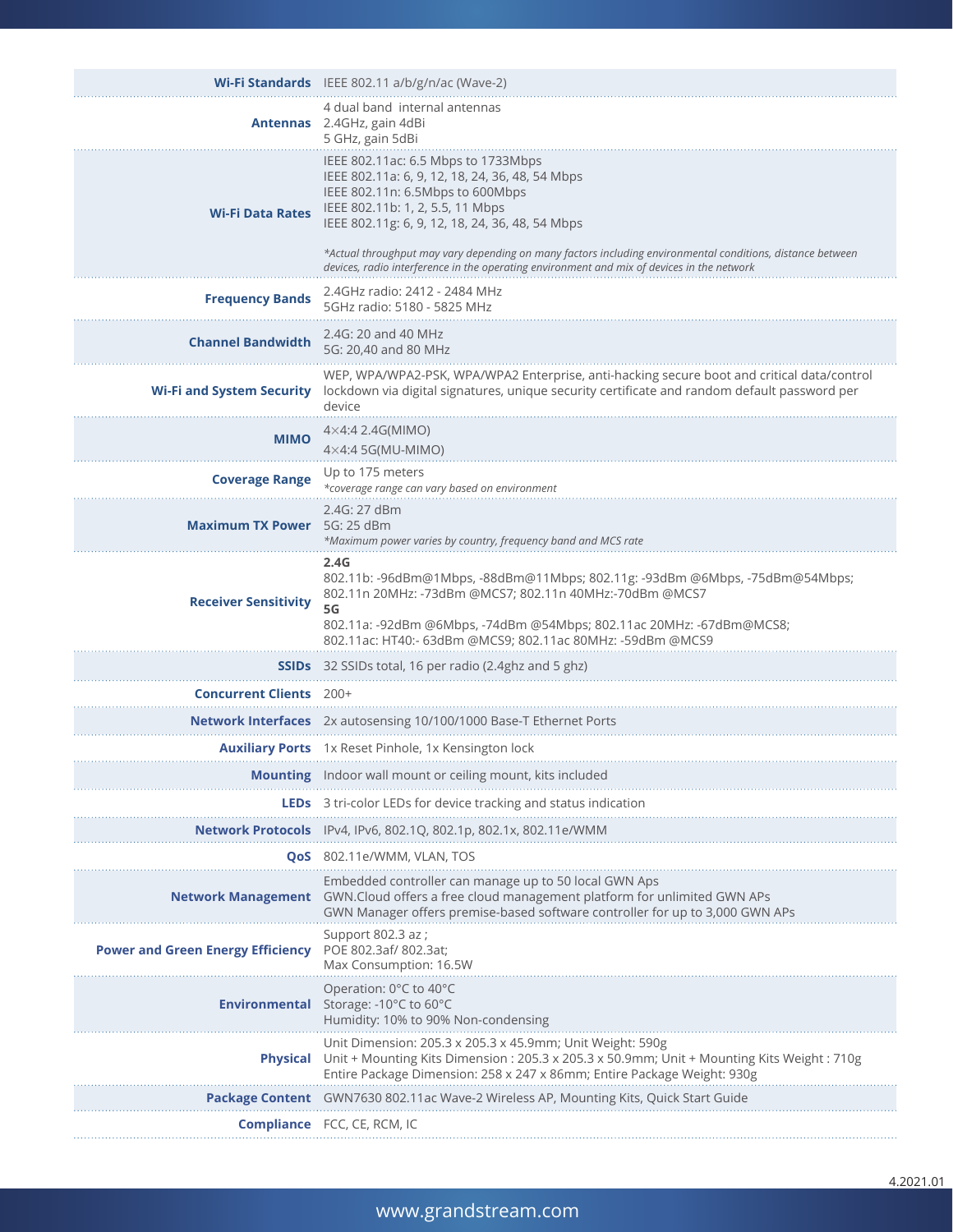| | |
|---|---|
| **Wi-Fi Standards** | IEEE 802.11 a/b/g/n/ac (Wave-2) |
| **Antennas** | 4 dual band internal antennas<br>2.4GHz, gain 4dBi<br>5 GHz, gain 5dBi |
| **Wi-Fi Data Rates** | IEEE 802.11ac: 6.5 Mbps to 1733Mbps<br>IEEE 802.11a: 6, 9, 12, 18, 24, 36, 48, 54 Mbps<br>IEEE 802.11n: 6.5Mbps to 600Mbps<br>IEEE 802.11b: 1, 2, 5.5, 11 Mbps<br>IEEE 802.11g: 6, 9, 12, 18, 24, 36, 48, 54 Mbps<br><br>*\*Actual throughput may vary depending on many factors including environmental conditions, distance between devices, radio interference in the operating environment and mix of devices in the network* |
| **Frequency Bands** | 2.4GHz radio: 2412 - 2484 MHz<br>5GHz radio: 5180 - 5825 MHz |
| **Channel Bandwidth** | 2.4G: 20 and 40 MHz<br>5G: 20,40 and 80 MHz |
| **Wi-Fi and System Security** | WEP, WPA/WPA2-PSK, WPA/WPA2 Enterprise, anti-hacking secure boot and critical data/control lockdown via digital signatures, unique security certificate and random default password per device |
| **MIMO** | 4×4:4 2.4G(MIMO)<br>4×4:4 5G(MU-MIMO) |
| **Coverage Range** | Up to 175 meters<br>*\*coverage range can vary based on environment* |
| **Maximum TX Power** | 2.4G: 27 dBm<br>5G: 25 dBm<br>*\*Maximum power varies by country, frequency band and MCS rate* |
| **Receiver Sensitivity** | **2.4G**<br>802.11b: -96dBm@1Mbps, -88dBm@11Mbps; 802.11g: -93dBm @6Mbps, -75dBm@54Mbps; 802.11n 20MHz: -73dBm @MCS7; 802.11n 40MHz:-70dBm @MCS7<br>**5G**<br>802.11a: -92dBm @6Mbps, -74dBm @54Mbps; 802.11ac 20MHz: -67dBm@MCS8; 802.11ac: HT40:- 63dBm @MCS9; 802.11ac 80MHz: -59dBm @MCS9 |
| **SSIDs** | 32 SSIDs total, 16 per radio (2.4ghz and 5 ghz) |
| **Concurrent Clients** | 200+ |
| **Network Interfaces** | 2x autosensing 10/100/1000 Base-T Ethernet Ports |
| **Auxiliary Ports** | 1x Reset Pinhole, 1x Kensington lock |
| **Mounting** | Indoor wall mount or ceiling mount, kits included |
| **LEDs** | 3 tri-color LEDs for device tracking and status indication |
| **Network Protocols** | IPv4, IPv6, 802.1Q, 802.1p, 802.1x, 802.11e/WMM |
| **QoS** | 802.11e/WMM, VLAN, TOS |
| **Network Management** | Embedded controller can manage up to 50 local GWN Aps<br>GWN.Cloud offers a free cloud management platform for unlimited GWN APs<br>GWN Manager offers premise-based software controller for up to 3,000 GWN APs |
| **Power and Green Energy Efficiency** | Support 802.3 az ;<br>POE 802.3af/ 802.3at;<br>Max Consumption: 16.5W |
| **Environmental** | Operation: 0°C to 40°C<br>Storage: -10°C to 60°C<br>Humidity: 10% to 90% Non-condensing |
| **Physical** | Unit Dimension: 205.3 x 205.3 x 45.9mm; Unit Weight: 590g<br>Unit + Mounting Kits Dimension : 205.3 x 205.3 x 50.9mm; Unit + Mounting Kits Weight : 710g<br>Entire Package Dimension: 258 x 247 x 86mm; Entire Package Weight: 930g |
| **Package Content** | GWN7630 802.11ac Wave-2 Wireless AP, Mounting Kits, Quick Start Guide |
| **Compliance** | FCC, CE, RCM, IC |

4.2021.01

www.grandstream.com